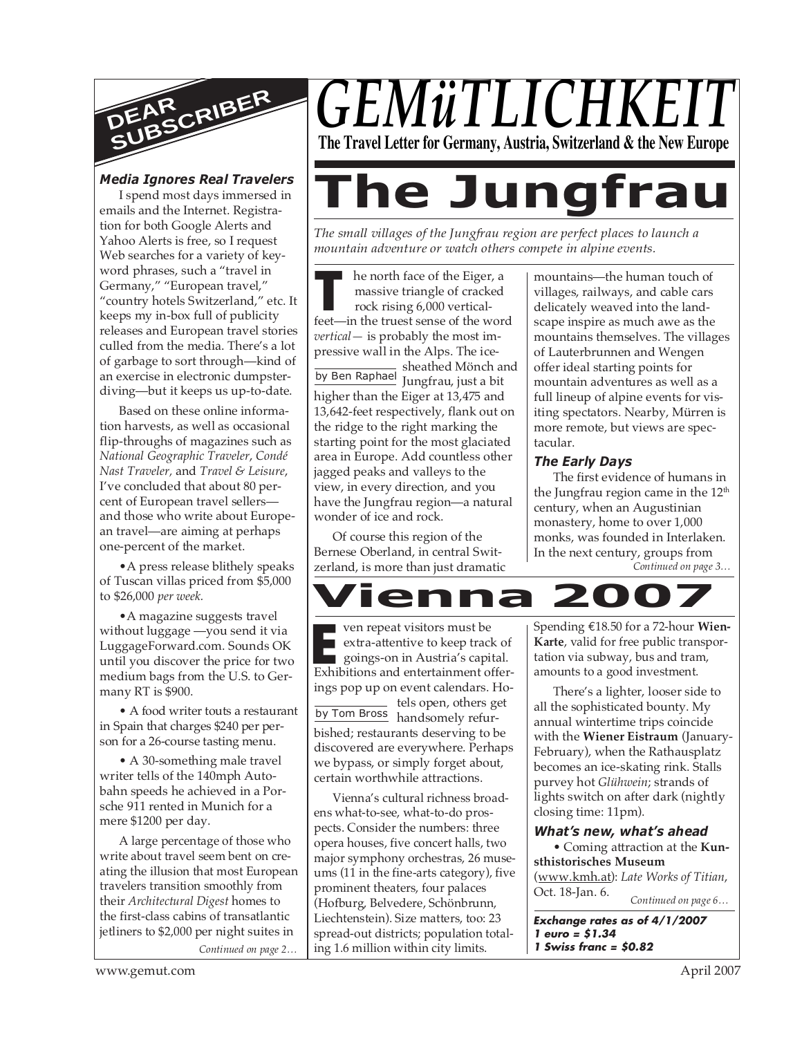# GEMüTLICHKEIT

**The Travel Letter for Germany, Austria, Switzerland & the New Europe**

## DEAR SUBSCRIBER

### *Media Ignores Real Travelers*

I spend most days immersed in emails and the Internet. Registration for both Google Alerts and Yahoo Alerts is free, so I request Web searches for a variety of keyword phrases, such a "travel in Germany," "European travel," "country hotels Switzerland," etc. It keeps my in-box full of publicity releases and European travel stories culled from the media. There's a lot of garbage to sort through—kind of an exercise in electronic dumpster-diving—but it keeps us up-to-date.

Based on these online information harvests, as well as occasional flip-throughs of magazines such as *National Geographic Traveler*, *Condé Nast Traveler*, and *Travel & Leisure*, I've concluded that about 80 percent of European travel sellers—and those who write about European travel—are aiming at perhaps one-percent of the market.

- A press release blithely speaks of Tuscan villas priced from $5,000 to $26,000 *per week.*
- A magazine suggests travel without luggage —you send it via LuggageForward.com. Sounds OK until you discover the price for two medium bags from the U.S. to Germany RT is $900.
- A food writer touts a restaurant in Spain that charges $240 per person for a 26-course tasting menu.
- A 30-something male travel writer tells of the 140mph Autobahn speeds he achieved in a Porsche 911 rented in Munich for a mere $1200 per day.

A large percentage of those who write about travel seem bent on creating the illusion that most European travelers transition smoothly from their *Architectural Digest* homes to the first-class cabins of transatlantic jetliners to $2,000 per night suites in

*Continued on page 2…*

# The Jungfrau

*The small villages of the Jungfrau region are perfect places to launch a mountain adventure or watch others compete in alpine events.*

by Ben Raphael

The north face of the Eiger, a massive triangle of cracked rock rising 6,000 vertical-feet—in the truest sense of the word *vertical*— is probably the most impressive wall in the Alps. The ice-sheathed Mönch and Jungfrau, just a bit higher than the Eiger at 13,475 and 13,642-feet respectively, flank out on the ridge to the right marking the starting point for the most glaciated area in Europe. Add countless other jagged peaks and valleys to the view, in every direction, and you have the Jungfrau region—a natural wonder of ice and rock.

Of course this region of the Bernese Oberland, in central Switzerland, is more than just dramatic mountains—the human touch of villages, railways, and cable cars delicately weaved into the landscape inspire as much awe as the mountains themselves. The villages of Lauterbrunnen and Wengen offer ideal starting points for mountain adventures as well as a full lineup of alpine events for visiting spectators. Nearby, Mürren is more remote, but views are spectacular.

### *The Early Days*

The first evidence of humans in the Jungfrau region came in the 12th century, when an Augustinian monastery, home to over 1,000 monks, was founded in Interlaken. In the next century, groups from

*Continued on page 3…*

# Vienna 2007

by Tom Bross

Even repeat visitors must be extra-attentive to keep track of goings-on in Austria's capital. Exhibitions and entertainment offerings pop up on event calendars. Hotels open, others get handsomely refurbished; restaurants deserving to be discovered are everywhere. Perhaps we bypass, or simply forget about, certain worthwhile attractions.

Vienna's cultural richness broadens what-to-see, what-to-do prospects. Consider the numbers: three opera houses, five concert halls, two major symphony orchestras, 26 museums (11 in the fine-arts category), five prominent theaters, four palaces (Hofburg, Belvedere, Schönbrunn, Liechtenstein). Size matters, too: 23 spread-out districts; population totaling 1.6 million within city limits.

Spending €18.50 for a 72-hour **Wien-Karte**, valid for free public transportation via subway, bus and tram, amounts to a good investment.

There's a lighter, looser side to all the sophisticated bounty. My annual wintertime trips coincide with the **Wiener Eistraum** (January-February), when the Rathausplatz becomes an ice-skating rink. Stalls purvey hot *Glühwein*; strands of lights switch on after dark (nightly closing time: 11pm).

### *What's new, what's ahead*

- Coming attraction at the **Kunsthistorisches Museum** (www.kmh.at): *Late Works of Titian*, Oct. 18-Jan. 6.

*Continued on page 6…*

***Exchange rates as of 4/1/2007***
***1 euro = $1.34***
***1 Swiss franc = $0.82***

www.gemut.com

April 2007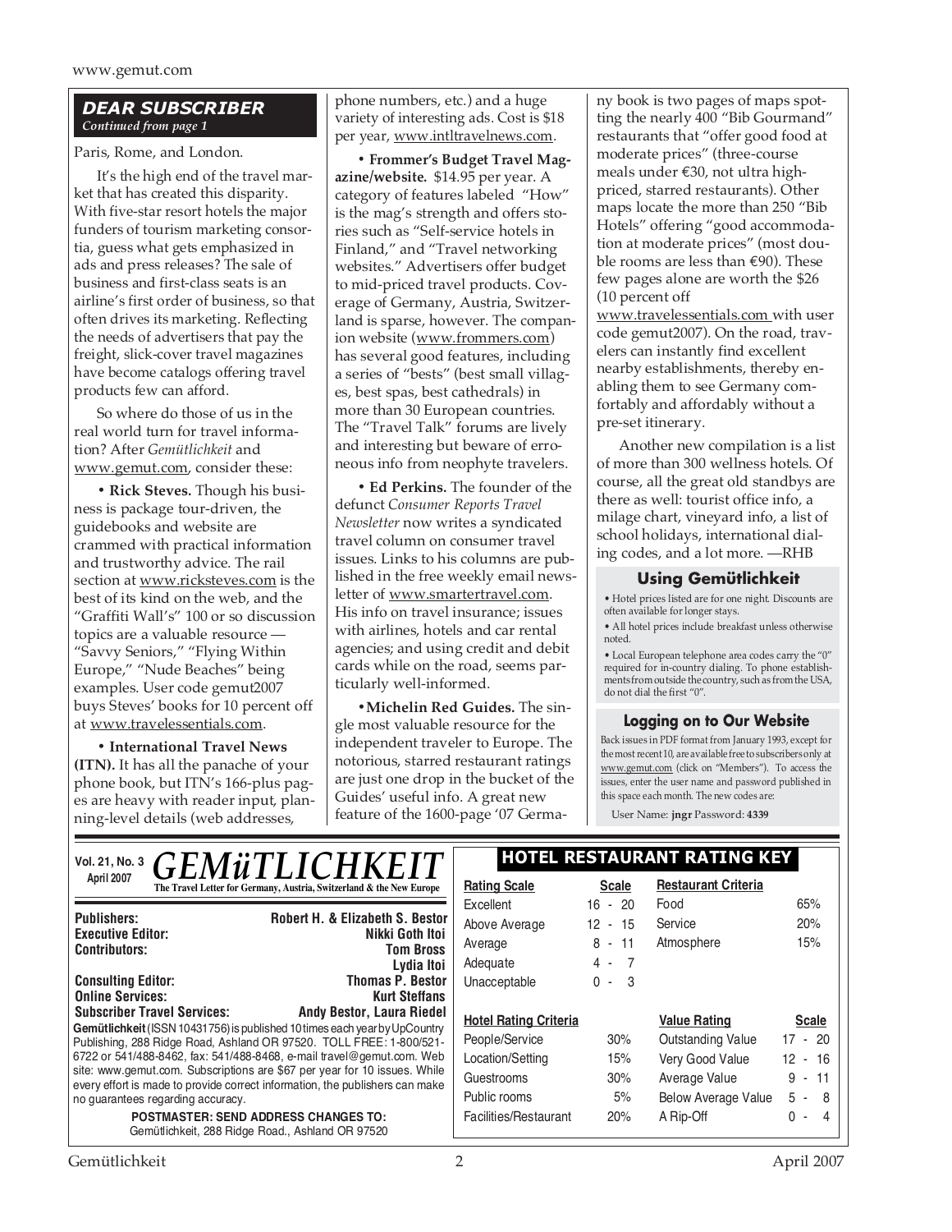## DEAR SUBSCRIBER

*Continued from page 1*

Paris, Rome, and London.

It's the high end of the travel market that has created this disparity. With five-star resort hotels the major funders of tourism marketing consortia, guess what gets emphasized in ads and press releases? The sale of business and first-class seats is an airline's first order of business, so that often drives its marketing. Reflecting the needs of advertisers that pay the freight, slick-cover travel magazines have become catalogs offering travel products few can afford.

So where do those of us in the real world turn for travel information? After *Gemütlichkeit* and www.gemut.com, consider these:

• **Rick Steves.** Though his business is package tour-driven, the guidebooks and website are crammed with practical information and trustworthy advice. The rail section at www.ricksteves.com is the best of its kind on the web, and the "Graffiti Wall's" 100 or so discussion topics are a valuable resource — "Savvy Seniors," "Flying Within Europe," "Nude Beaches" being examples. User code gemut2007 buys Steves' books for 10 percent off at www.travelessentials.com.

• **International Travel News (ITN).** It has all the panache of your phone book, but ITN's 166-plus pages are heavy with reader input, planning-level details (web addresses, phone numbers, etc.) and a huge variety of interesting ads. Cost is $18 per year, www.intltravelnews.com.

• **Frommer's Budget Travel Magazine/website.** $14.95 per year. A category of features labeled "How" is the mag's strength and offers stories such as "Self-service hotels in Finland," and "Travel networking websites." Advertisers offer budget to mid-priced travel products. Coverage of Germany, Austria, Switzerland is sparse, however. The companion website (www.frommers.com) has several good features, including a series of "bests" (best small villages, best spas, best cathedrals) in more than 30 European countries. The "Travel Talk" forums are lively and interesting but beware of erroneous info from neophyte travelers.

• **Ed Perkins.** The founder of the defunct *Consumer Reports Travel Newsletter* now writes a syndicated travel column on consumer travel issues. Links to his columns are published in the free weekly email newsletter of www.smartertravel.com. His info on travel insurance; issues with airlines, hotels and car rental agencies; and using credit and debit cards while on the road, seems particularly well-informed.

• **Michelin Red Guides.** The single most valuable resource for the independent traveler to Europe. The notorious, starred restaurant ratings are just one drop in the bucket of the Guides' useful info. A great new feature of the 1600-page '07 Germany book is two pages of maps spotting the nearly 400 "Bib Gourmand" restaurants that "offer good food at moderate prices" (three-course meals under €30, not ultra high-priced, starred restaurants). Other maps locate the more than 250 "Bib Hotels" offering "good accommodation at moderate prices" (most double rooms are less than €90). These few pages alone are worth the $26 (10 percent off www.travelessentials.com with user code gemut2007). On the road, travelers can instantly find excellent nearby establishments, thereby enabling them to see Germany comfortably and affordably without a pre-set itinerary.

Another new compilation is a list of more than 300 wellness hotels. Of course, all the great old standbys are there as well: tourist office info, a milage chart, vineyard info, a list of school holidays, international dialing codes, and a lot more. —RHB

### Using Gemütlichkeit

- Hotel prices listed are for one night. Discounts are often available for longer stays.
- All hotel prices include breakfast unless otherwise noted.
- Local European telephone area codes carry the "0" required for in-country dialing. To phone establishments from outside the country, such as from the USA, do not dial the first "0".

### Logging on to Our Website

Back issues in PDF format from January 1993, except for the most recent 10, are available free to subscribers only at www.gemut.com (click on "Members"). To access the issues, enter the user name and password published in this space each month. The new codes are:

User Name: **jngr** Password: **4339**

---

**Vol. 21, No. 3**
**April 2007**

# GEMüTLICHKEIT

**The Travel Letter for Germany, Austria, Switzerland & the New Europe**

| | |
|---|---|
| **Publishers:** | **Robert H. & Elizabeth S. Bestor** |
| **Executive Editor:** | **Nikki Goth Itoi** |
| **Contributors:** | **Tom Bross** |
| | **Lydia Itoi** |
| **Consulting Editor:** | **Thomas P. Bestor** |
| **Online Services:** | **Kurt Steffans** |
| **Subscriber Travel Services:** | **Andy Bestor, Laura Riedel** |

**Gemütlichkeit** (ISSN 10431756) is published 10 times each year by UpCountry Publishing, 288 Ridge Road, Ashland OR 97520. TOLL FREE: 1-800/521-6722 or 541/488-8462, fax: 541/488-8468, e-mail travel@gemut.com. Web site: www.gemut.com. Subscriptions are $67 per year for 10 issues. While every effort is made to provide correct information, the publishers can make no guarantees regarding accuracy.

**POSTMASTER: SEND ADDRESS CHANGES TO:**
Gemütlichkeit, 288 Ridge Road., Ashland OR 97520

### HOTEL RESTAURANT RATING KEY

| Rating Scale | Scale |
|---|---|
| Excellent | 16 - 20 |
| Above Average | 12 - 15 |
| Average | 8 - 11 |
| Adequate | 4 - 7 |
| Unacceptable | 0 - 3 |

| Restaurant Criteria | |
|---|---|
| Food | 65% |
| Service | 20% |
| Atmosphere | 15% |

| Hotel Rating Criteria | |
|---|---|
| People/Service | 30% |
| Location/Setting | 15% |
| Guestrooms | 30% |
| Public rooms | 5% |
| Facilities/Restaurant | 20% |

| Value Rating | Scale |
|---|---|
| Outstanding Value | 17 - 20 |
| Very Good Value | 12 - 16 |
| Average Value | 9 - 11 |
| Below Average Value | 5 - 8 |
| A Rip-Off | 0 - 4 |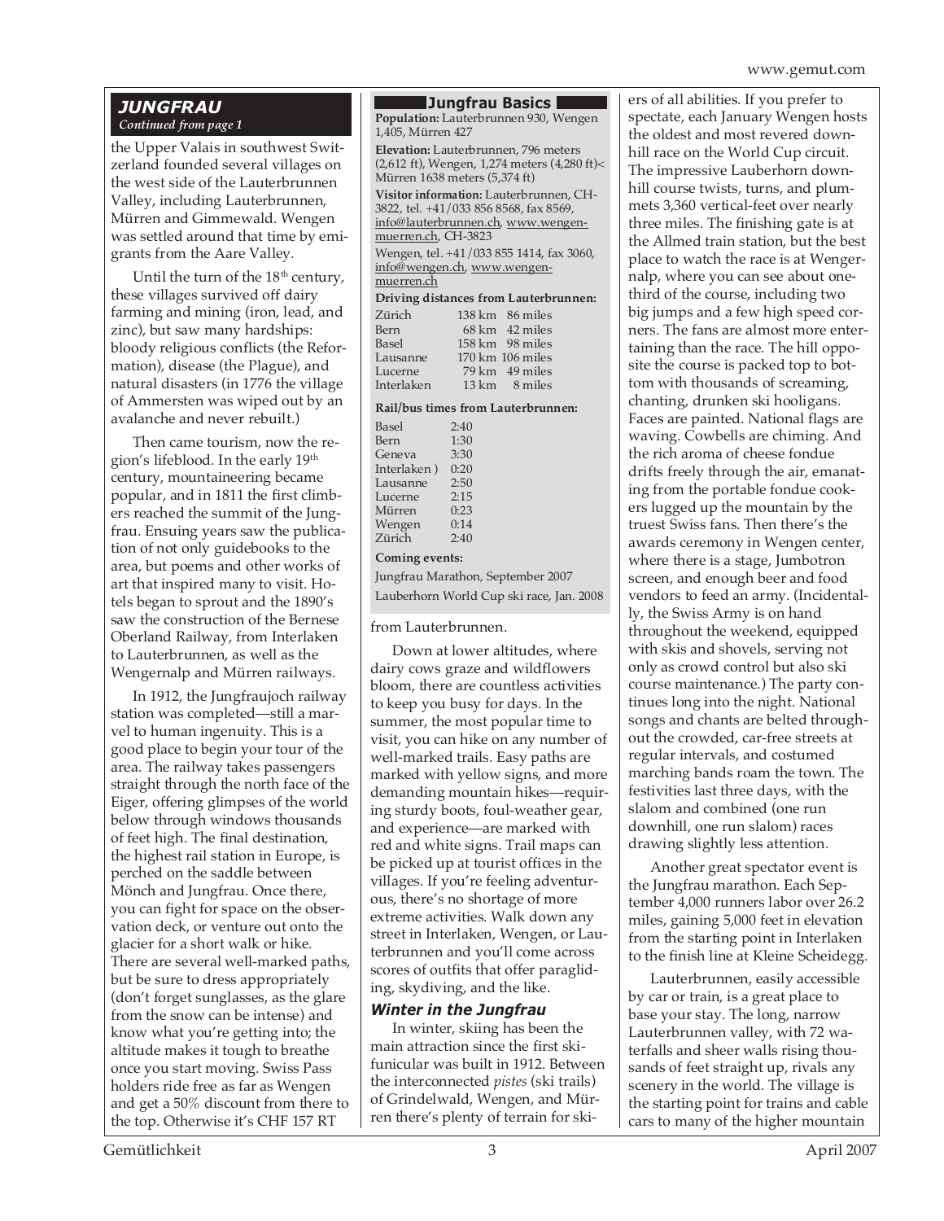## JUNGFRAU

*Continued from page 1*

the Upper Valais in southwest Switzerland founded several villages on the west side of the Lauterbrunnen Valley, including Lauterbrunnen, Mürren and Gimmewald. Wengen was settled around that time by emigrants from the Aare Valley.

Until the turn of the 18th century, these villages survived off dairy farming and mining (iron, lead, and zinc), but saw many hardships: bloody religious conflicts (the Reformation), disease (the Plague), and natural disasters (in 1776 the village of Ammersten was wiped out by an avalanche and never rebuilt.)

Then came tourism, now the region's lifeblood. In the early 19th century, mountaineering became popular, and in 1811 the first climbers reached the summit of the Jungfrau. Ensuing years saw the publication of not only guidebooks to the area, but poems and other works of art that inspired many to visit. Hotels began to sprout and the 1890's saw the construction of the Bernese Oberland Railway, from Interlaken to Lauterbrunnen, as well as the Wengernalp and Mürren railways.

In 1912, the Jungfraujoch railway station was completed—still a marvel to human ingenuity. This is a good place to begin your tour of the area. The railway takes passengers straight through the north face of the Eiger, offering glimpses of the world below through windows thousands of feet high. The final destination, the highest rail station in Europe, is perched on the saddle between Mönch and Jungfrau. Once there, you can fight for space on the observation deck, or venture out onto the glacier for a short walk or hike. There are several well-marked paths, but be sure to dress appropriately (don't forget sunglasses, as the glare from the snow can be intense) and know what you're getting into; the altitude makes it tough to breathe once you start moving. Swiss Pass holders ride free as far as Wengen and get a 50% discount from there to the top. Otherwise it's CHF 157 RT from Lauterbrunnen.

### Jungfrau Basics

**Population:** Lauterbrunnen 930, Wengen 1,405, Mürren 427

**Elevation:** Lauterbrunnen, 796 meters (2,612 ft), Wengen, 1,274 meters (4,280 ft)< Mürren 1638 meters (5,374 ft)

**Visitor information:** Lauterbrunnen, CH-3822, tel. +41/033 856 8568, fax 8569, info@lauterbrunnen.ch, www.wengen-muerren.ch, CH-3823

Wengen, tel. +41/033 855 1414, fax 3060, info@wengen.ch, www.wengen-muerren.ch

**Driving distances from Lauterbrunnen:**

| | | |
|---|---|---|
| Zürich | 138 km | 86 miles |
| Bern | 68 km | 42 miles |
| Basel | 158 km | 98 miles |
| Lausanne | 170 km | 106 miles |
| Lucerne | 79 km | 49 miles |
| Interlaken | 13 km | 8 miles |

**Rail/bus times from Lauterbrunnen:**

| | |
|---|---|
| Basel | 2:40 |
| Bern | 1:30 |
| Geneva | 3:30 |
| Interlaken ) | 0:20 |
| Lausanne | 2:50 |
| Lucerne | 2:15 |
| Mürren | 0:23 |
| Wengen | 0:14 |
| Zürich | 2:40 |

**Coming events:**

Jungfrau Marathon, September 2007

Lauberhorn World Cup ski race, Jan. 2008

Down at lower altitudes, where dairy cows graze and wildflowers bloom, there are countless activities to keep you busy for days. In the summer, the most popular time to visit, you can hike on any number of well-marked trails. Easy paths are marked with yellow signs, and more demanding mountain hikes—requiring sturdy boots, foul-weather gear, and experience—are marked with red and white signs. Trail maps can be picked up at tourist offices in the villages. If you're feeling adventurous, there's no shortage of more extreme activities. Walk down any street in Interlaken, Wengen, or Lauterbrunnen and you'll come across scores of outfits that offer paragliding, skydiving, and the like.

### *Winter in the Jungfrau*

In winter, skiing has been the main attraction since the first ski-funicular was built in 1912. Between the interconnected *pistes* (ski trails) of Grindelwald, Wengen, and Mürren there's plenty of terrain for skiers of all abilities. If you prefer to spectate, each January Wengen hosts the oldest and most revered downhill race on the World Cup circuit. The impressive Lauberhorn downhill course twists, turns, and plummets 3,360 vertical-feet over nearly three miles. The finishing gate is at the Allmed train station, but the best place to watch the race is at Wengernalp, where you can see about one-third of the course, including two big jumps and a few high speed corners. The fans are almost more entertaining than the race. The hill opposite the course is packed top to bottom with thousands of screaming, chanting, drunken ski hooligans. Faces are painted. National flags are waving. Cowbells are chiming. And the rich aroma of cheese fondue drifts freely through the air, emanating from the portable fondue cookers lugged up the mountain by the truest Swiss fans. Then there's the awards ceremony in Wengen center, where there is a stage, Jumbotron screen, and enough beer and food vendors to feed an army. (Incidentally, the Swiss Army is on hand throughout the weekend, equipped with skis and shovels, serving not only as crowd control but also ski course maintenance.) The party continues long into the night. National songs and chants are belted throughout the crowded, car-free streets at regular intervals, and costumed marching bands roam the town. The festivities last three days, with the slalom and combined (one run downhill, one run slalom) races drawing slightly less attention.

Another great spectator event is the Jungfrau marathon. Each September 4,000 runners labor over 26.2 miles, gaining 5,000 feet in elevation from the starting point in Interlaken to the finish line at Kleine Scheidegg.

Lauterbrunnen, easily accessible by car or train, is a great place to base your stay. The long, narrow Lauterbrunnen valley, with 72 waterfalls and sheer walls rising thousands of feet straight up, rivals any scenery in the world. The village is the starting point for trains and cable cars to many of the higher mountain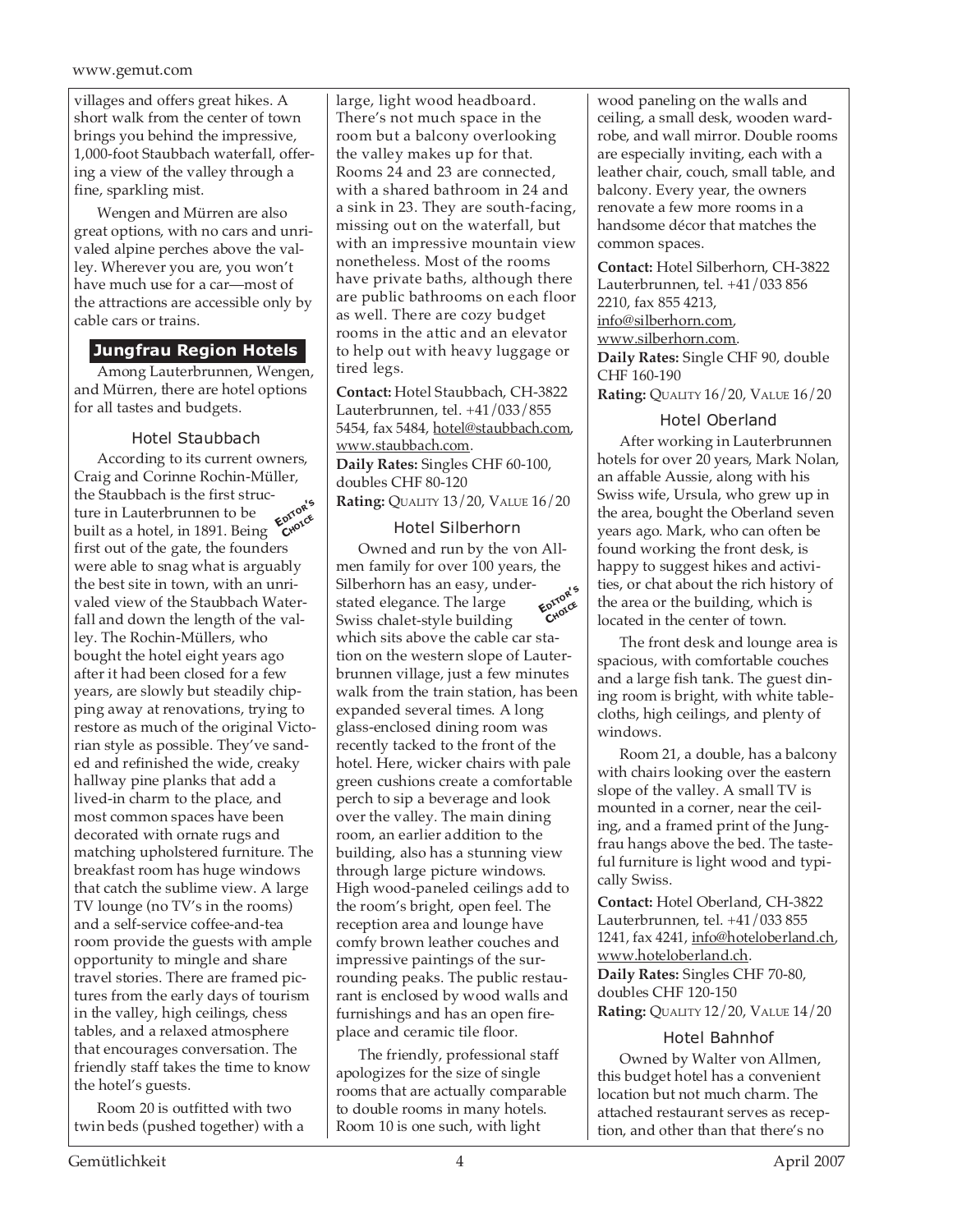villages and offers great hikes. A short walk from the center of town brings you behind the impressive, 1,000-foot Staubbach waterfall, offering a view of the valley through a fine, sparkling mist.

Wengen and Mürren are also great options, with no cars and unrivaled alpine perches above the valley. Wherever you are, you won't have much use for a car—most of the attractions are accessible only by cable cars or trains.

## Jungfrau Region Hotels

Among Lauterbrunnen, Wengen, and Mürren, there are hotel options for all tastes and budgets.

### Hotel Staubbach

EDITOR'S CHOICE

According to its current owners, Craig and Corinne Rochin-Müller, the Staubbach is the first structure in Lauterbrunnen to be built as a hotel, in 1891. Being first out of the gate, the founders were able to snag what is arguably the best site in town, with an unrivaled view of the Staubbach Waterfall and down the length of the valley. The Rochin-Müllers, who bought the hotel eight years ago after it had been closed for a few years, are slowly but steadily chipping away at renovations, trying to restore as much of the original Victorian style as possible. They've sanded and refinished the wide, creaky hallway pine planks that add a lived-in charm to the place, and most common spaces have been decorated with ornate rugs and matching upholstered furniture. The breakfast room has huge windows that catch the sublime view. A large TV lounge (no TV's in the rooms) and a self-service coffee-and-tea room provide the guests with ample opportunity to mingle and share travel stories. There are framed pictures from the early days of tourism in the valley, high ceilings, chess tables, and a relaxed atmosphere that encourages conversation. The friendly staff takes the time to know the hotel's guests.

Room 20 is outfitted with two twin beds (pushed together) with a large, light wood headboard. There's not much space in the room but a balcony overlooking the valley makes up for that. Rooms 24 and 23 are connected, with a shared bathroom in 24 and a sink in 23. They are south-facing, missing out on the waterfall, but with an impressive mountain view nonetheless. Most of the rooms have private baths, although there are public bathrooms on each floor as well. There are cozy budget rooms in the attic and an elevator to help out with heavy luggage or tired legs.

**Contact:** Hotel Staubbach, CH-3822 Lauterbrunnen, tel. +41/033/855 5454, fax 5484, hotel@staubbach.com, www.staubbach.com.
**Daily Rates:** Singles CHF 60-100, doubles CHF 80-120
**Rating:** QUALITY 13/20, VALUE 16/20

### Hotel Silberhorn

EDITOR'S CHOICE

Owned and run by the von Allmen family for over 100 years, the Silberhorn has an easy, understated elegance. The large Swiss chalet-style building which sits above the cable car station on the western slope of Lauterbrunnen village, just a few minutes walk from the train station, has been expanded several times. A long glass-enclosed dining room was recently tacked to the front of the hotel. Here, wicker chairs with pale green cushions create a comfortable perch to sip a beverage and look over the valley. The main dining room, an earlier addition to the building, also has a stunning view through large picture windows. High wood-paneled ceilings add to the room's bright, open feel. The reception area and lounge have comfy brown leather couches and impressive paintings of the surrounding peaks. The public restaurant is enclosed by wood walls and furnishings and has an open fireplace and ceramic tile floor.

The friendly, professional staff apologizes for the size of single rooms that are actually comparable to double rooms in many hotels. Room 10 is one such, with light wood paneling on the walls and ceiling, a small desk, wooden wardrobe, and wall mirror. Double rooms are especially inviting, each with a leather chair, couch, small table, and balcony. Every year, the owners renovate a few more rooms in a handsome décor that matches the common spaces.

**Contact:** Hotel Silberhorn, CH-3822 Lauterbrunnen, tel. +41/033 856 2210, fax 855 4213, info@silberhorn.com, www.silberhorn.com.
**Daily Rates:** Single CHF 90, double CHF 160-190
**Rating:** QUALITY 16/20, VALUE 16/20

### Hotel Oberland

After working in Lauterbrunnen hotels for over 20 years, Mark Nolan, an affable Aussie, along with his Swiss wife, Ursula, who grew up in the area, bought the Oberland seven years ago. Mark, who can often be found working the front desk, is happy to suggest hikes and activities, or chat about the rich history of the area or the building, which is located in the center of town.

The front desk and lounge area is spacious, with comfortable couches and a large fish tank. The guest dining room is bright, with white tablecloths, high ceilings, and plenty of windows.

Room 21, a double, has a balcony with chairs looking over the eastern slope of the valley. A small TV is mounted in a corner, near the ceiling, and a framed print of the Jungfrau hangs above the bed. The tasteful furniture is light wood and typically Swiss.

**Contact:** Hotel Oberland, CH-3822 Lauterbrunnen, tel. +41/033 855 1241, fax 4241, info@hoteloberland.ch, www.hoteloberland.ch.
**Daily Rates:** Singles CHF 70-80, doubles CHF 120-150
**Rating:** QUALITY 12/20, VALUE 14/20

### Hotel Bahnhof

Owned by Walter von Allmen, this budget hotel has a convenient location but not much charm. The attached restaurant serves as reception, and other than that there's no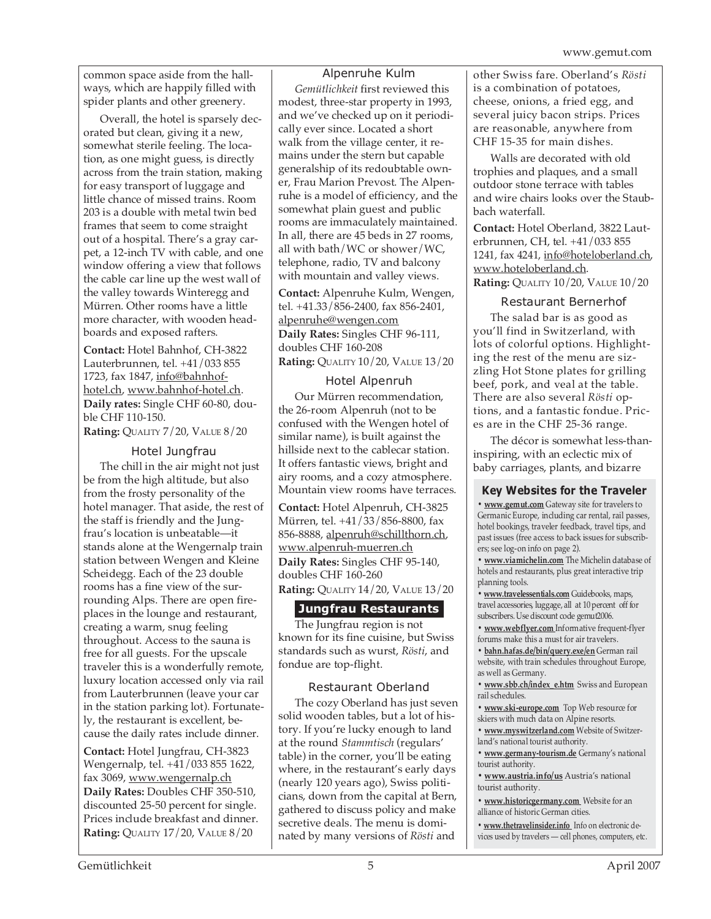common space aside from the hallways, which are happily filled with spider plants and other greenery.

Overall, the hotel is sparsely decorated but clean, giving it a new, somewhat sterile feeling. The location, as one might guess, is directly across from the train station, making for easy transport of luggage and little chance of missed trains. Room 203 is a double with metal twin bed frames that seem to come straight out of a hospital. There's a gray carpet, a 12-inch TV with cable, and one window offering a view that follows the cable car line up the west wall of the valley towards Winteregg and Mürren. Other rooms have a little more character, with wooden headboards and exposed rafters.

**Contact:** Hotel Bahnhof, CH-3822 Lauterbrunnen, tel. +41/033 855 1723, fax 1847, info@bahnhof-hotel.ch, www.bahnhof-hotel.ch.
**Daily rates:** Single CHF 60-80, double CHF 110-150.
**Rating:** QUALITY 7/20, VALUE 8/20

### Hotel Jungfrau

The chill in the air might not just be from the high altitude, but also from the frosty personality of the hotel manager. That aside, the rest of the staff is friendly and the Jungfrau's location is unbeatable—it stands alone at the Wengernalp train station between Wengen and Kleine Scheidegg. Each of the 23 double rooms has a fine view of the surrounding Alps. There are open fireplaces in the lounge and restaurant, creating a warm, snug feeling throughout. Access to the sauna is free for all guests. For the upscale traveler this is a wonderfully remote, luxury location accessed only via rail from Lauterbrunnen (leave your car in the station parking lot). Fortunately, the restaurant is excellent, because the daily rates include dinner.

**Contact:** Hotel Jungfrau, CH-3823 Wengernalp, tel. +41/033 855 1622, fax 3069, www.wengernalp.ch
**Daily Rates:** Doubles CHF 350-510, discounted 25-50 percent for single. Prices include breakfast and dinner.
**Rating:** QUALITY 17/20, VALUE 8/20

### Alpenruhe Kulm

*Gemütlichkeit* first reviewed this modest, three-star property in 1993, and we've checked up on it periodically ever since. Located a short walk from the village center, it remains under the stern but capable generalship of its redoubtable owner, Frau Marion Prevost. The Alpenruhe is a model of efficiency, and the somewhat plain guest and public rooms are immaculately maintained. In all, there are 45 beds in 27 rooms, all with bath/WC or shower/WC, telephone, radio, TV and balcony with mountain and valley views.

**Contact:** Alpenruhe Kulm, Wengen, tel. +41.33/856-2400, fax 856-2401, alpenruhe@wengen.com
**Daily Rates:** Singles CHF 96-111, doubles CHF 160-208
**Rating:** QUALITY 10/20, VALUE 13/20

### Hotel Alpenruh

Our Mürren recommendation, the 26-room Alpenruh (not to be confused with the Wengen hotel of similar name), is built against the hillside next to the cablecar station. It offers fantastic views, bright and airy rooms, and a cozy atmosphere. Mountain view rooms have terraces.

**Contact:** Hotel Alpenruh, CH-3825 Mürren, tel. +41/33/856-8800, fax 856-8888, alpenruh@schillthorn.ch, www.alpenruh-muerren.ch
**Daily Rates:** Singles CHF 95-140, doubles CHF 160-260
**Rating:** QUALITY 14/20, VALUE 13/20

## Jungfrau Restaurants

The Jungfrau region is not known for its fine cuisine, but Swiss standards such as wurst, *Rösti*, and fondue are top-flight.

### Restaurant Oberland

The cozy Oberland has just seven solid wooden tables, but a lot of history. If you're lucky enough to land at the round *Stammtisch* (regulars' table) in the corner, you'll be eating where, in the restaurant's early days (nearly 120 years ago), Swiss politicians, down from the capital at Bern, gathered to discuss policy and make secretive deals. The menu is dominated by many versions of *Rösti* and other Swiss fare. Oberland's *Rösti* is a combination of potatoes, cheese, onions, a fried egg, and several juicy bacon strips. Prices are reasonable, anywhere from CHF 15-35 for main dishes.

Walls are decorated with old trophies and plaques, and a small outdoor stone terrace with tables and wire chairs looks over the Staubbach waterfall.

**Contact:** Hotel Oberland, 3822 Lauterbrunnen, CH, tel. +41/033 855 1241, fax 4241, info@hoteloberland.ch, www.hoteloberland.ch.
**Rating:** QUALITY 10/20, VALUE 10/20

### Restaurant Bernerhof

The salad bar is as good as you'll find in Switzerland, with lots of colorful options. Highlighting the rest of the menu are sizzling Hot Stone plates for grilling beef, pork, and veal at the table. There are also several *Rösti* options, and a fantastic fondue. Prices are in the CHF 25-36 range.

The décor is somewhat less-than-inspiring, with an eclectic mix of baby carriages, plants, and bizarre

### Key Websites for the Traveler

- **www.gemut.com** Gateway site for travelers to Germanic Europe, including car rental, rail passes, hotel bookings, traveler feedback, travel tips, and past issues (free access to back issues for subscribers; see log-on info on page 2).
- **www.viamichelin.com** The Michelin database of hotels and restaurants, plus great interactive trip planning tools.
- **www.travelessentials.com** Guidebooks, maps, travel accessories, luggage, all at 10 percent off for subscribers. Use discount code gemut2006.
- **www.webflyer.com** Informative frequent-flyer forums make this a must for air travelers.
- **bahn.hafas.de/bin/query.exe/en** German rail website, with train schedules throughout Europe, as well as Germany.
- **www.sbb.ch/index_e.htm** Swiss and European rail schedules.
- **www.ski-europe.com** Top Web resource for skiers with much data on Alpine resorts.
- **www.myswitzerland.com** Website of Switzerland's national tourist authority.
- **www.germany-tourism.de** Germany's national tourist authority.
- **www.austria.info/us** Austria's national tourist authority.
- **www.historicgermany.com** Website for an alliance of historic German cities.
- **www.thetravelinsider.info** Info on electronic devices used by travelers — cell phones, computers, etc.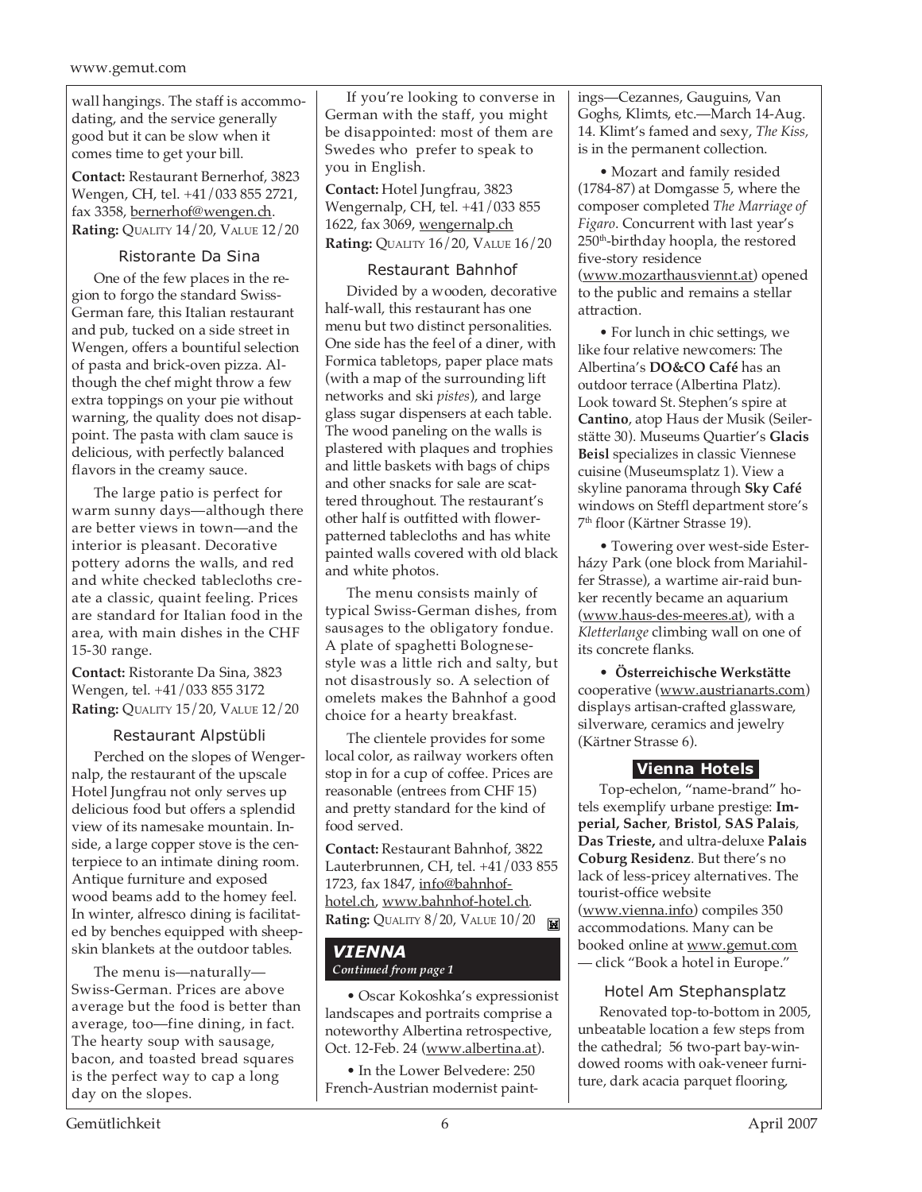wall hangings. The staff is accommodating, and the service generally good but it can be slow when it comes time to get your bill.

**Contact:** Restaurant Bernerhof, 3823 Wengen, CH, tel. +41/033 855 2721, fax 3358, bernerhof@wengen.ch.
**Rating:** QUALITY 14/20, VALUE 12/20

### Ristorante Da Sina

One of the few places in the region to forgo the standard Swiss-German fare, this Italian restaurant and pub, tucked on a side street in Wengen, offers a bountiful selection of pasta and brick-oven pizza. Although the chef might throw a few extra toppings on your pie without warning, the quality does not disappoint. The pasta with clam sauce is delicious, with perfectly balanced flavors in the creamy sauce.

The large patio is perfect for warm sunny days—although there are better views in town—and the interior is pleasant. Decorative pottery adorns the walls, and red and white checked tablecloths create a classic, quaint feeling. Prices are standard for Italian food in the area, with main dishes in the CHF 15-30 range.

**Contact:** Ristorante Da Sina, 3823 Wengen, tel. +41/033 855 3172
**Rating:** QUALITY 15/20, VALUE 12/20

### Restaurant Alpstübli

Perched on the slopes of Wengernalp, the restaurant of the upscale Hotel Jungfrau not only serves up delicious food but offers a splendid view of its namesake mountain. Inside, a large copper stove is the centerpiece to an intimate dining room. Antique furniture and exposed wood beams add to the homey feel. In winter, alfresco dining is facilitated by benches equipped with sheepskin blankets at the outdoor tables.

The menu is—naturally—Swiss-German. Prices are above average but the food is better than average, too—fine dining, in fact. The hearty soup with sausage, bacon, and toasted bread squares is the perfect way to cap a long day on the slopes.

If you're looking to converse in German with the staff, you might be disappointed: most of them are Swedes who prefer to speak to you in English.

**Contact:** Hotel Jungfrau, 3823 Wengernalp, CH, tel. +41/033 855 1622, fax 3069, wengernalp.ch
**Rating:** QUALITY 16/20, VALUE 16/20

### Restaurant Bahnhof

Divided by a wooden, decorative half-wall, this restaurant has one menu but two distinct personalities. One side has the feel of a diner, with Formica tabletops, paper place mats (with a map of the surrounding lift networks and ski *pistes*), and large glass sugar dispensers at each table. The wood paneling on the walls is plastered with plaques and trophies and little baskets with bags of chips and other snacks for sale are scattered throughout. The restaurant's other half is outfitted with flower-patterned tablecloths and has white painted walls covered with old black and white photos.

The menu consists mainly of typical Swiss-German dishes, from sausages to the obligatory fondue. A plate of spaghetti Bolognese-style was a little rich and salty, but not disastrously so. A selection of omelets makes the Bahnhof a good choice for a hearty breakfast.

The clientele provides for some local color, as railway workers often stop in for a cup of coffee. Prices are reasonable (entrees from CHF 15) and pretty standard for the kind of food served.

**Contact:** Restaurant Bahnhof, 3822 Lauterbrunnen, CH, tel. +41/033 855 1723, fax 1847, info@bahnhof-hotel.ch, www.bahnhof-hotel.ch.
**Rating:** QUALITY 8/20, VALUE 10/20

## *VIENNA*

*Continued from page 1*

- Oscar Kokoshka's expressionist landscapes and portraits comprise a noteworthy Albertina retrospective, Oct. 12-Feb. 24 (www.albertina.at).
- In the Lower Belvedere: 250 French-Austrian modernist paintings—Cezannes, Gauguins, Van Goghs, Klimts, etc.—March 14-Aug. 14. Klimt's famed and sexy, *The Kiss*, is in the permanent collection.
- Mozart and family resided (1784-87) at Domgasse 5, where the composer completed *The Marriage of Figaro*. Concurrent with last year's 250th-birthday hoopla, the restored five-story residence (www.mozarthausviennt.at) opened to the public and remains a stellar attraction.
- For lunch in chic settings, we like four relative newcomers: The Albertina's **DO&CO Café** has an outdoor terrace (Albertina Platz). Look toward St. Stephen's spire at **Cantino**, atop Haus der Musik (Seilerstätte 30). Museums Quartier's **Glacis Beisl** specializes in classic Viennese cuisine (Museumsplatz 1). View a skyline panorama through **Sky Café** windows on Steffl department store's 7th floor (Kärtner Strasse 19).
- Towering over west-side Esterházy Park (one block from Mariahilfer Strasse), a wartime air-raid bunker recently became an aquarium (www.haus-des-meeres.at), with a *Kletterlange* climbing wall on one of its concrete flanks.
- **Österreichische Werkstätte** cooperative (www.austrianarts.com) displays artisan-crafted glassware, silverware, ceramics and jewelry (Kärtner Strasse 6).

### Vienna Hotels

Top-echelon, "name-brand" hotels exemplify urbane prestige: **Imperial, Sacher**, **Bristol**, **SAS Palais**, **Das Trieste,** and ultra-deluxe **Palais Coburg Residenz**. But there's no lack of less-pricey alternatives. The tourist-office website (www.vienna.info) compiles 350 accommodations. Many can be booked online at www.gemut.com — click "Book a hotel in Europe."

### Hotel Am Stephansplatz

Renovated top-to-bottom in 2005, unbeatable location a few steps from the cathedral; 56 two-part bay-windowed rooms with oak-veneer furniture, dark acacia parquet flooring,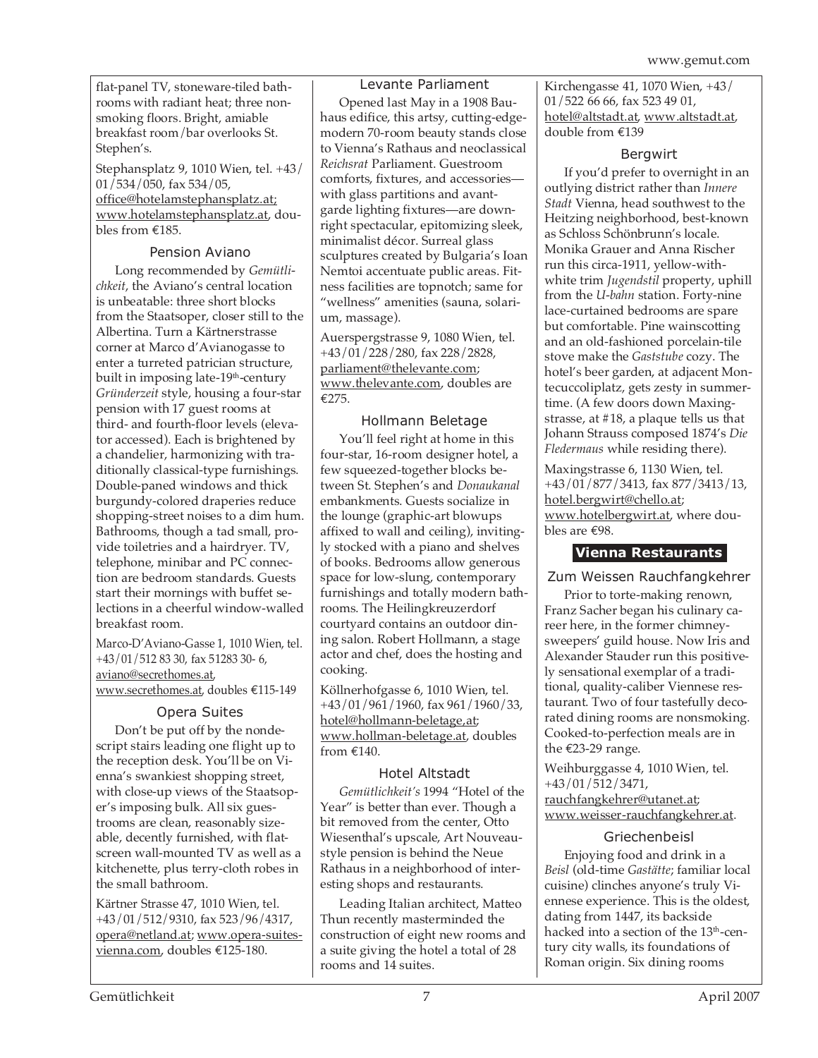flat-panel TV, stoneware-tiled bathrooms with radiant heat; three nonsmoking floors. Bright, amiable breakfast room/bar overlooks St. Stephen's.

Stephansplatz 9, 1010 Wien, tel. +43/01/534/050, fax 534/05, office@hotelamstephansplatz.at; www.hotelamstephansplatz.at, doubles from €185.

### Pension Aviano

Long recommended by *Gemütlichkeit*, the Aviano's central location is unbeatable: three short blocks from the Staatsoper, closer still to the Albertina. Turn a Kärtnerstrasse corner at Marco d'Avianogasse to enter a turreted patrician structure, built in imposing late-19th-century *Gründerzeit* style, housing a four-star pension with 17 guest rooms at third- and fourth-floor levels (elevator accessed). Each is brightened by a chandelier, harmonizing with traditionally classical-type furnishings. Double-paned windows and thick burgundy-colored draperies reduce shopping-street noises to a dim hum. Bathrooms, though a tad small, provide toiletries and a hairdryer. TV, telephone, minibar and PC connection are bedroom standards. Guests start their mornings with buffet selections in a cheerful window-walled breakfast room.

Marco-D'Aviano-Gasse 1, 1010 Wien, tel. +43/01/512 83 30, fax 51283 30- 6, aviano@secrethomes.at, www.secrethomes.at, doubles €115-149

### Opera Suites

Don't be put off by the nondescript stairs leading one flight up to the reception desk. You'll be on Vienna's swankiest shopping street, with close-up views of the Staatsoper's imposing bulk. All six guestrooms are clean, reasonably sizeable, decently furnished, with flat-screen wall-mounted TV as well as a kitchenette, plus terry-cloth robes in the small bathroom.

Kärtner Strasse 47, 1010 Wien, tel. +43/01/512/9310, fax 523/96/4317, opera@netland.at; www.opera-suites-vienna.com, doubles €125-180.

### Levante Parliament

Opened last May in a 1908 Bauhaus edifice, this artsy, cutting-edge-modern 70-room beauty stands close to Vienna's Rathaus and neoclassical *Reichsrat* Parliament. Guestroom comforts, fixtures, and accessories—with glass partitions and avant-garde lighting fixtures—are downright spectacular, epitomizing sleek, minimalist décor. Surreal glass sculptures created by Bulgaria's Ioan Nemtoi accentuate public areas. Fitness facilities are topnotch; same for "wellness" amenities (sauna, solarium, massage).

Auerspergstrasse 9, 1080 Wien, tel. +43/01/228/280, fax 228/2828, parliament@thelevante.com; www.thelevante.com, doubles are €275.

### Hollmann Beletage

You'll feel right at home in this four-star, 16-room designer hotel, a few squeezed-together blocks between St. Stephen's and *Donaukanal* embankments. Guests socialize in the lounge (graphic-art blowups affixed to wall and ceiling), invitingly stocked with a piano and shelves of books. Bedrooms allow generous space for low-slung, contemporary furnishings and totally modern bathrooms. The Heilingkreuzerdorf courtyard contains an outdoor dining salon. Robert Hollmann, a stage actor and chef, does the hosting and cooking.

Köllnerhofgasse 6, 1010 Wien, tel. +43/01/961/1960, fax 961/1960/33, hotel@hollmann-beletage,at; www.hollman-beletage.at, doubles from €140.

### Hotel Altstadt

*Gemütlichkeit's* 1994 "Hotel of the Year" is better than ever. Though a bit removed from the center, Otto Wiesenthal's upscale, Art Nouveau-style pension is behind the Neue Rathaus in a neighborhood of interesting shops and restaurants.

Leading Italian architect, Matteo Thun recently masterminded the construction of eight new rooms and a suite giving the hotel a total of 28 rooms and 14 suites.

Kirchengasse 41, 1070 Wien, +43/01/522 66 66, fax 523 49 01, hotel@altstadt.at, www.altstadt.at, double from €139

### Bergwirt

If you'd prefer to overnight in an outlying district rather than *Innere Stadt* Vienna, head southwest to the Heitzing neighborhood, best-known as Schloss Schönbrunn's locale. Monika Grauer and Anna Rischer run this circa-1911, yellow-with-white trim *Jugendstil* property, uphill from the *U-bahn* station. Forty-nine lace-curtained bedrooms are spare but comfortable. Pine wainscotting and an old-fashioned porcelain-tile stove make the *Gaststube* cozy. The hotel's beer garden, at adjacent Montecuccoliplatz, gets zesty in summertime. (A few doors down Maxingstrasse, at #18, a plaque tells us that Johann Strauss composed 1874's *Die Fledermaus* while residing there).

Maxingstrasse 6, 1130 Wien, tel. +43/01/877/3413, fax 877/3413/13, hotel.bergwirt@chello.at; www.hotelbergwirt.at, where doubles are €98.

## Vienna Restaurants

### Zum Weissen Rauchfangkehrer

Prior to torte-making renown, Franz Sacher began his culinary career here, in the former chimney-sweepers' guild house. Now Iris and Alexander Stauder run this positively sensational exemplar of a traditional, quality-caliber Viennese restaurant. Two of four tastefully decorated dining rooms are nonsmoking. Cooked-to-perfection meals are in the €23-29 range.

Weihburggasse 4, 1010 Wien, tel. +43/01/512/3471, rauchfangkehrer@utanet.at; www.weisser-rauchfangkehrer.at.

### Griechenbeisl

Enjoying food and drink in a *Beisl* (old-time *Gastätte*; familiar local cuisine) clinches anyone's truly Viennese experience. This is the oldest, dating from 1447, its backside hacked into a section of the 13th-century city walls, its foundations of Roman origin. Six dining rooms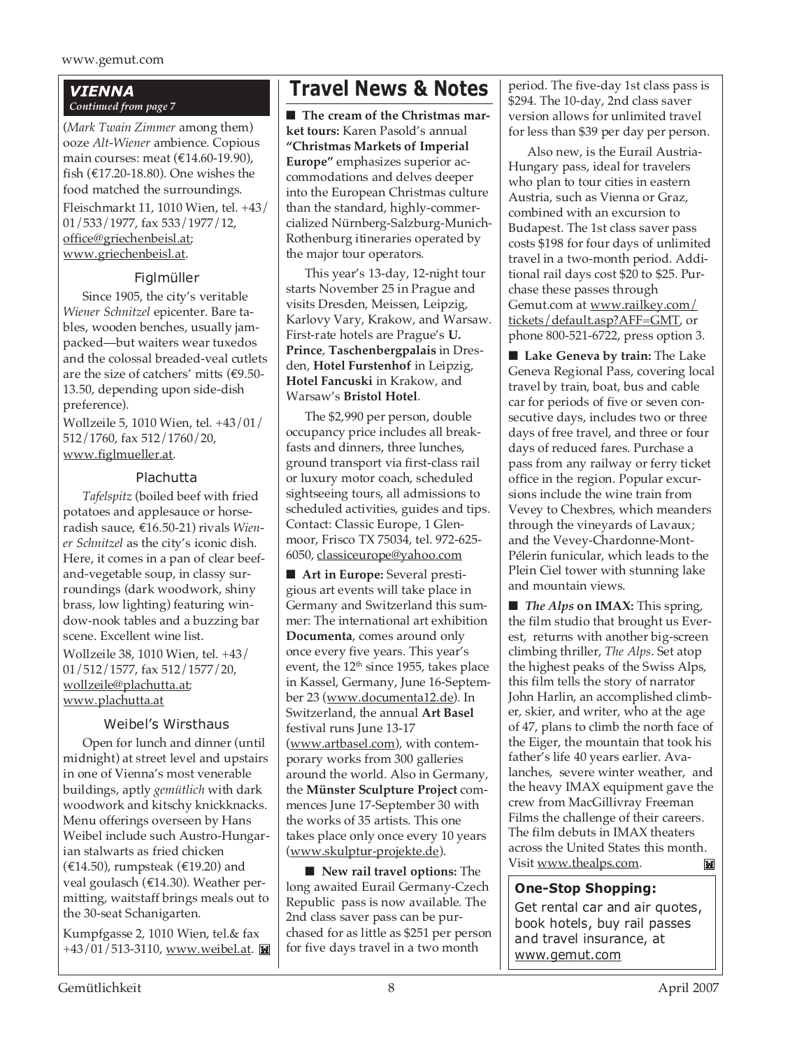## *VIENNA*

*Continued from page 7*

(*Mark Twain Zimmer* among them) ooze *Alt-Wiener* ambience. Copious main courses: meat (€14.60-19.90), fish (€17.20-18.80). One wishes the food matched the surroundings.

Fleischmarkt 11, 1010 Wien, tel. +43/01/533/1977, fax 533/1977/12, office@griechenbeisl.at; www.griechenbeisl.at.

### Figlmüller

Since 1905, the city's veritable *Wiener Schnitzel* epicenter. Bare tables, wooden benches, usually jampacked—but waiters wear tuxedos and the colossal breaded-veal cutlets are the size of catchers' mitts (€9.50-13.50, depending upon side-dish preference).

Wollzeile 5, 1010 Wien, tel. +43/01/512/1760, fax 512/1760/20, www.figlmueller.at.

### Plachutta

*Tafelspitz* (boiled beef with fried potatoes and applesauce or horseradish sauce, €16.50-21) rivals *Wiener Schnitzel* as the city's iconic dish. Here, it comes in a pan of clear beef-and-vegetable soup, in classy surroundings (dark woodwork, shiny brass, low lighting) featuring window-nook tables and a buzzing bar scene. Excellent wine list.

Wollzeile 38, 1010 Wien, tel. +43/01/512/1577, fax 512/1577/20, wollzeile@plachutta.at; www.plachutta.at

### Weibel's Wirsthaus

Open for lunch and dinner (until midnight) at street level and upstairs in one of Vienna's most venerable buildings, aptly *gemütlich* with dark woodwork and kitschy knickknacks. Menu offerings overseen by Hans Weibel include such Austro-Hungarian stalwarts as fried chicken (€14.50), rumpsteak (€19.20) and veal goulasch (€14.30). Weather permitting, waitstaff brings meals out to the 30-seat Schanigarten.

Kumpfgasse 2, 1010 Wien, tel.& fax +43/01/513-3110, www.weibel.at.

# Travel News & Notes

■ **The cream of the Christmas market tours:** Karen Pasold's annual **"Christmas Markets of Imperial Europe"** emphasizes superior accommodations and delves deeper into the European Christmas culture than the standard, highly-commercialized Nürnberg-Salzburg-Munich-Rothenburg itineraries operated by the major tour operators.

This year's 13-day, 12-night tour starts November 25 in Prague and visits Dresden, Meissen, Leipzig, Karlovy Vary, Krakow, and Warsaw. First-rate hotels are Prague's **U. Prince**, **Taschenbergpalais** in Dresden, **Hotel Furstenhof** in Leipzig, **Hotel Fancuski** in Krakow, and Warsaw's **Bristol Hotel**.

The $2,990 per person, double occupancy price includes all breakfasts and dinners, three lunches, ground transport via first-class rail or luxury motor coach, scheduled sightseeing tours, all admissions to scheduled activities, guides and tips. Contact: Classic Europe, 1 Glenmoor, Frisco TX 75034, tel. 972-625-6050, classiceurope@yahoo.com

■ **Art in Europe:** Several prestigious art events will take place in Germany and Switzerland this summer: The international art exhibition **Documenta**, comes around only once every five years. This year's event, the 12th since 1955, takes place in Kassel, Germany, June 16-September 23 (www.documenta12.de). In Switzerland, the annual **Art Basel** festival runs June 13-17 (www.artbasel.com), with contemporary works from 300 galleries around the world. Also in Germany, the **Münster Sculpture Project** commences June 17-September 30 with the works of 35 artists. This one takes place only once every 10 years (www.skulptur-projekte.de).

■ **New rail travel options:** The long awaited Eurail Germany-Czech Republic pass is now available. The 2nd class saver pass can be purchased for as little as $251 per person for five days travel in a two month period. The five-day 1st class pass is $294. The 10-day, 2nd class saver version allows for unlimited travel for less than $39 per day per person.

Also new, is the Eurail Austria-Hungary pass, ideal for travelers who plan to tour cities in eastern Austria, such as Vienna or Graz, combined with an excursion to Budapest. The 1st class saver pass costs $198 for four days of unlimited travel in a two-month period. Additional rail days cost $20 to $25. Purchase these passes through Gemut.com at www.railkey.com/tickets/default.asp?AFF=GMT, or phone 800-521-6722, press option 3.

■ **Lake Geneva by train:** The Lake Geneva Regional Pass, covering local travel by train, boat, bus and cable car for periods of five or seven consecutive days, includes two or three days of free travel, and three or four days of reduced fares. Purchase a pass from any railway or ferry ticket office in the region. Popular excursions include the wine train from Vevey to Chexbres, which meanders through the vineyards of Lavaux; and the Vevey-Chardonne-Mont-Pélerin funicular, which leads to the Plein Ciel tower with stunning lake and mountain views.

■ ***The Alps* on IMAX:** This spring, the film studio that brought us Everest, returns with another big-screen climbing thriller, *The Alps*. Set atop the highest peaks of the Swiss Alps, this film tells the story of narrator John Harlin, an accomplished climber, skier, and writer, who at the age of 47, plans to climb the north face of the Eiger, the mountain that took his father's life 40 years earlier. Avalanches, severe winter weather, and the heavy IMAX equipment gave the crew from MacGillivray Freeman Films the challenge of their careers. The film debuts in IMAX theaters across the United States this month. Visit www.thealps.com.

**One-Stop Shopping:**

Get rental car and air quotes, book hotels, buy rail passes and travel insurance, at www.gemut.com